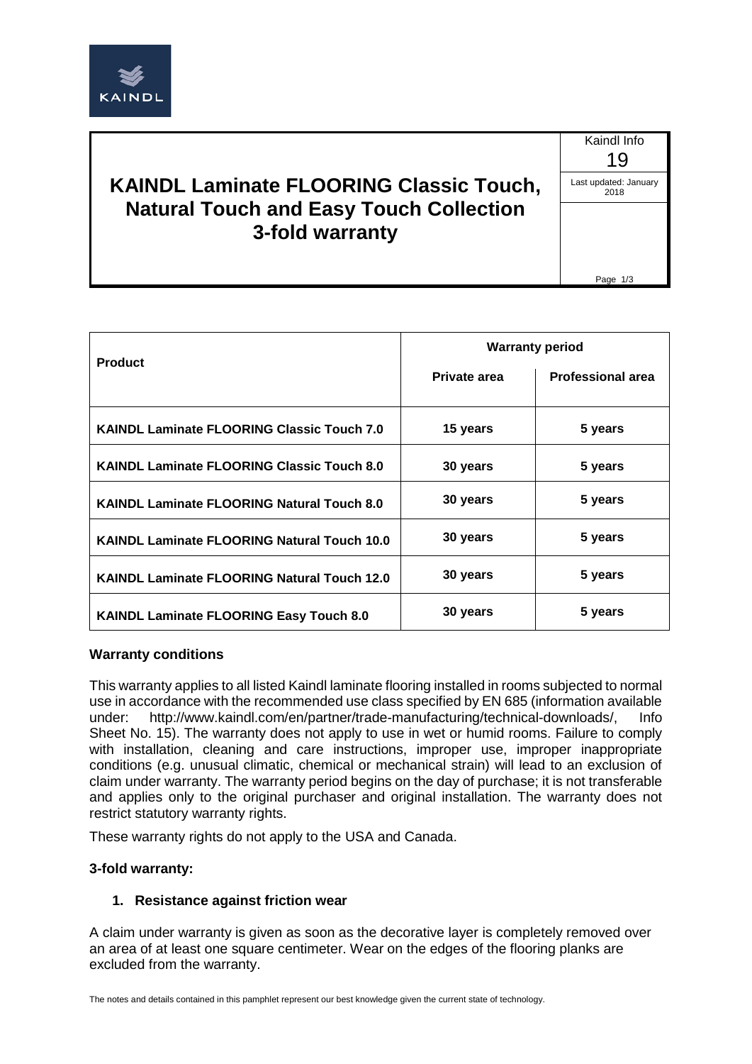# KAINDL Laminate FLOORING Classic Touch, Natural Touch and Easy Touch Collection 3-fold warranty

Kaindl Info 19

Last updated: January 2018

| Product | Warranty period | |
|---|---|---|
| | **Private area** | **Professional area** |
| **KAINDL Laminate FLOORING Classic Touch 7.0** | **15 years** | **5 years** |
| **KAINDL Laminate FLOORING Classic Touch 8.0** | **30 years** | **5 years** |
| **KAINDL Laminate FLOORING Natural Touch 8.0** | **30 years** | **5 years** |
| **KAINDL Laminate FLOORING Natural Touch 10.0** | **30 years** | **5 years** |
| **KAINDL Laminate FLOORING Natural Touch 12.0** | **30 years** | **5 years** |
| **KAINDL Laminate FLOORING Easy Touch 8.0** | **30 years** | **5 years** |

### Warranty conditions

This warranty applies to all listed Kaindl laminate flooring installed in rooms subjected to normal use in accordance with the recommended use class specified by EN 685 (information available under: http://www.kaindl.com/en/partner/trade-manufacturing/technical-downloads/, Info Sheet No. 15). The warranty does not apply to use in wet or humid rooms. Failure to comply with installation, cleaning and care instructions, improper use, improper inappropriate conditions (e.g. unusual climatic, chemical or mechanical strain) will lead to an exclusion of claim under warranty. The warranty period begins on the day of purchase; it is not transferable and applies only to the original purchaser and original installation. The warranty does not restrict statutory warranty rights.

These warranty rights do not apply to the USA and Canada.

### 3-fold warranty:

1. **Resistance against friction wear**

A claim under warranty is given as soon as the decorative layer is completely removed over an area of at least one square centimeter. Wear on the edges of the flooring planks are excluded from the warranty.

The notes and details contained in this pamphlet represent our best knowledge given the current state of technology.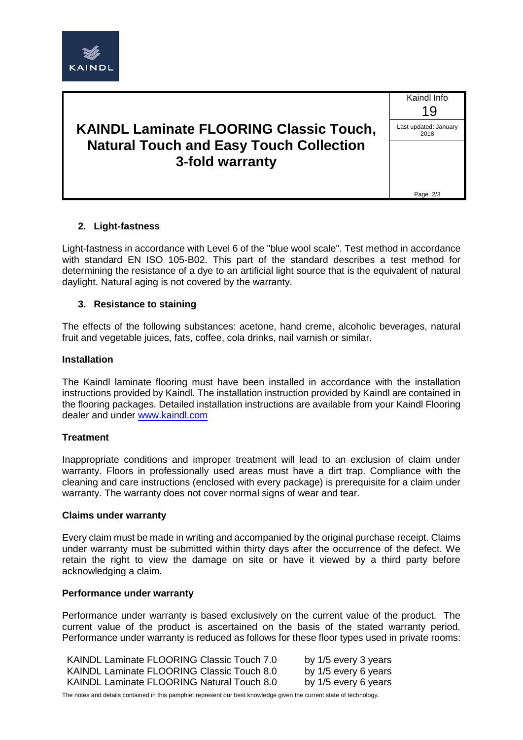## 2. Light-fastness

Light-fastness in accordance with Level 6 of the "blue wool scale". Test method in accordance with standard EN ISO 105-B02. This part of the standard describes a test method for determining the resistance of a dye to an artificial light source that is the equivalent of natural daylight. Natural aging is not covered by the warranty.

## 3. Resistance to staining

The effects of the following substances: acetone, hand creme, alcoholic beverages, natural fruit and vegetable juices, fats, coffee, cola drinks, nail varnish or similar.

### Installation

The Kaindl laminate flooring must have been installed in accordance with the installation instructions provided by Kaindl. The installation instruction provided by Kaindl are contained in the flooring packages. Detailed installation instructions are available from your Kaindl Flooring dealer and under [www.kaindl.com](http://www.kaindl.com)

### Treatment

Inappropriate conditions and improper treatment will lead to an exclusion of claim under warranty. Floors in professionally used areas must have a dirt trap. Compliance with the cleaning and care instructions (enclosed with every package) is prerequisite for a claim under warranty. The warranty does not cover normal signs of wear and tear.

### Claims under warranty

Every claim must be made in writing and accompanied by the original purchase receipt. Claims under warranty must be submitted within thirty days after the occurrence of the defect. We retain the right to view the damage on site or have it viewed by a third party before acknowledging a claim.

### Performance under warranty

Performance under warranty is based exclusively on the current value of the product. The current value of the product is ascertained on the basis of the stated warranty period. Performance under warranty is reduced as follows for these floor types used in private rooms:

| | |
|---|---|
| KAINDL Laminate FLOORING Classic Touch 7.0 | by 1/5 every 3 years |
| KAINDL Laminate FLOORING Classic Touch 8.0 | by 1/5 every 6 years |
| KAINDL Laminate FLOORING Natural Touch 8.0 | by 1/5 every 6 years |

The notes and details contained in this pamphlet represent our best knowledge given the current state of technology.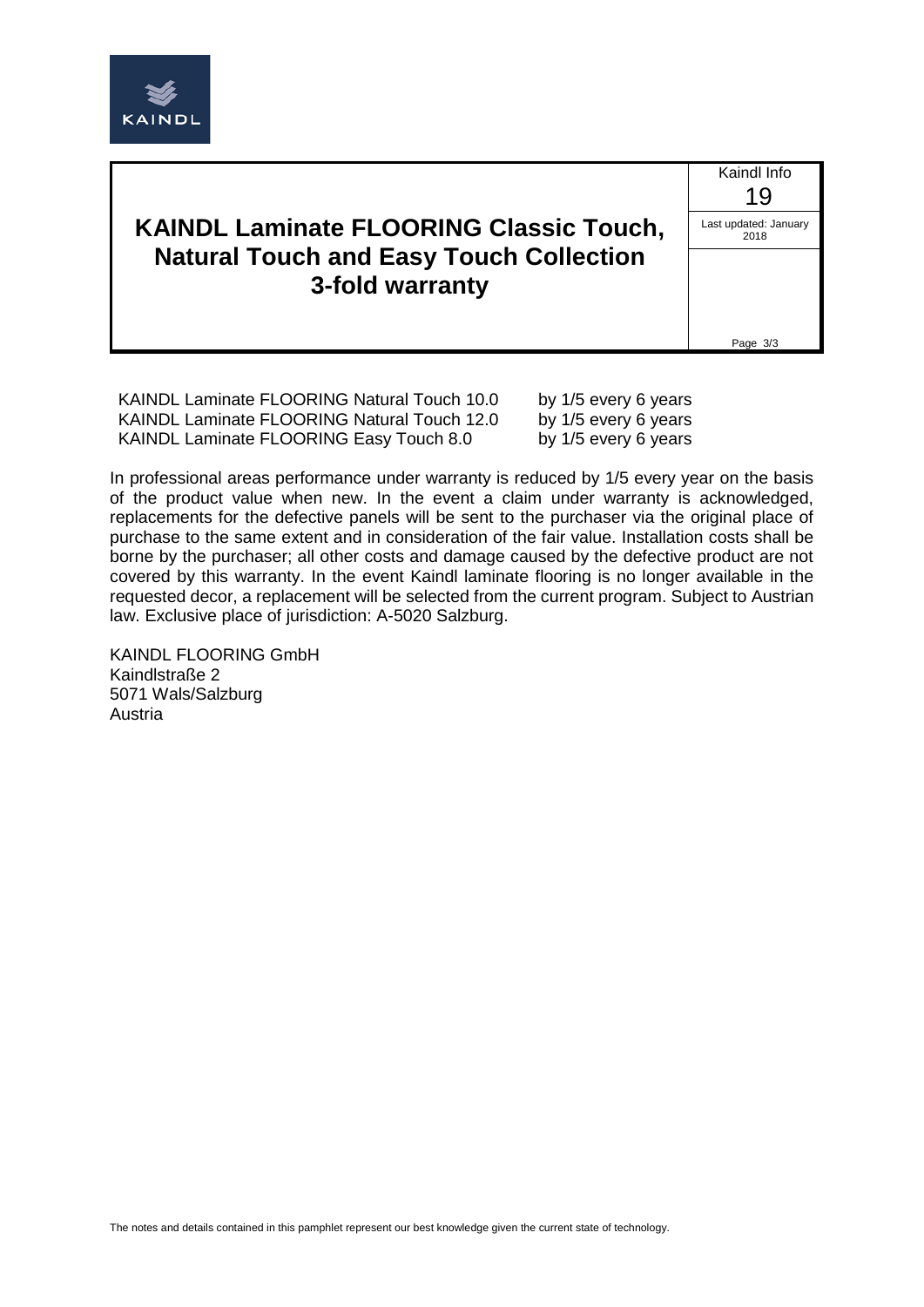# KAINDL Laminate FLOORING Classic Touch, Natural Touch and Easy Touch Collection 3-fold warranty

Kaindl Info 19

Last updated: January 2018

| | |
|---|---|
| KAINDL Laminate FLOORING Natural Touch 10.0 | by 1/5 every 6 years |
| KAINDL Laminate FLOORING Natural Touch 12.0 | by 1/5 every 6 years |
| KAINDL Laminate FLOORING Easy Touch 8.0 | by 1/5 every 6 years |

In professional areas performance under warranty is reduced by 1/5 every year on the basis of the product value when new. In the event a claim under warranty is acknowledged, replacements for the defective panels will be sent to the purchaser via the original place of purchase to the same extent and in consideration of the fair value. Installation costs shall be borne by the purchaser; all other costs and damage caused by the defective product are not covered by this warranty. In the event Kaindl laminate flooring is no longer available in the requested decor, a replacement will be selected from the current program. Subject to Austrian law. Exclusive place of jurisdiction: A-5020 Salzburg.

KAINDL FLOORING GmbH
Kaindlstraße 2
5071 Wals/Salzburg
Austria

The notes and details contained in this pamphlet represent our best knowledge given the current state of technology.